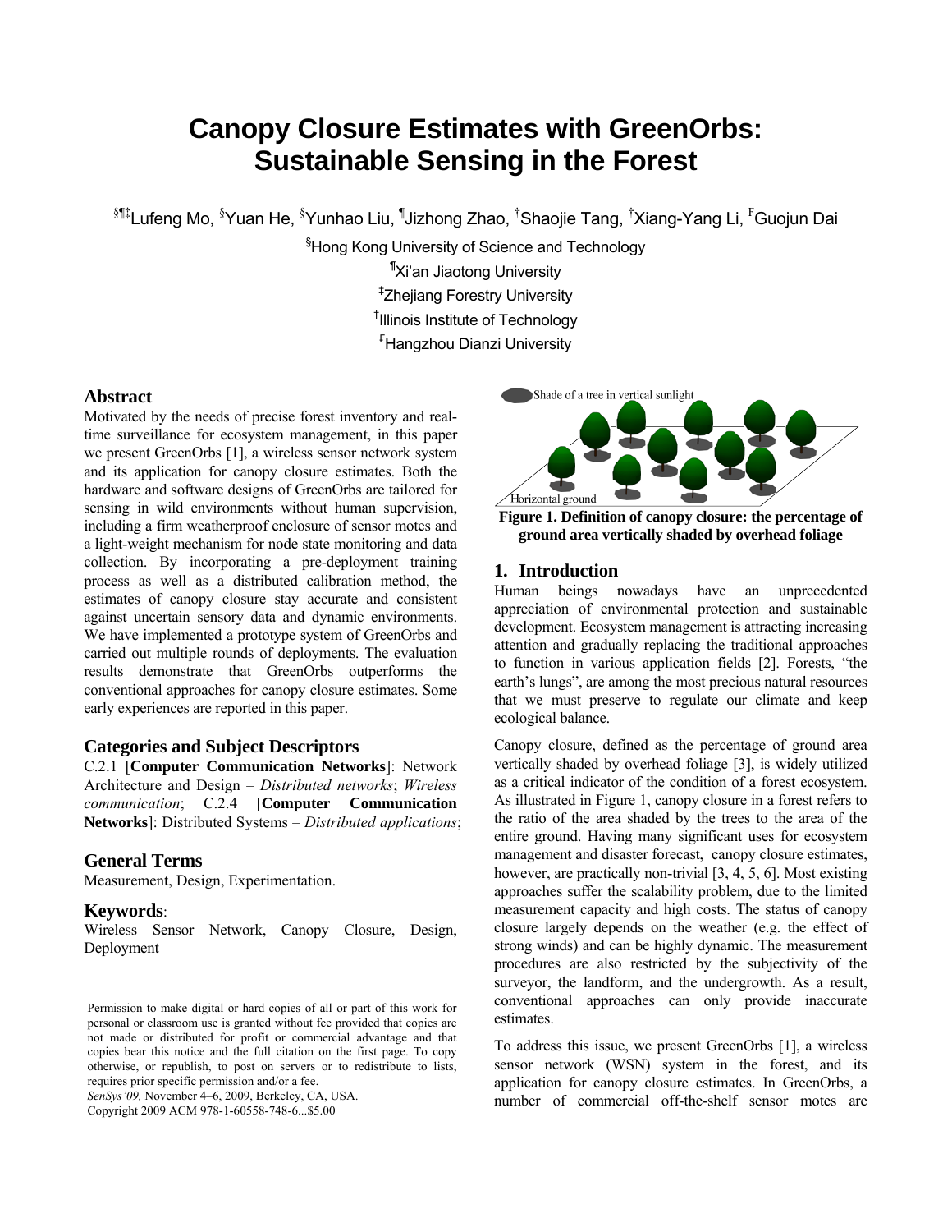# Canopy Closure Estimates with GreenOrbs: Sustainable Sensing in the Forest

[§¶‡]Lufeng Mo, [§]Yuan He, [§]Yunhao Liu, [¶]Jizhong Zhao, [†]Shaojie Tang, [†]Xiang-Yang Li, [Ғ]Guojun Dai

[§]Hong Kong University of Science and Technology

[¶]Xi'an Jiaotong University

[‡]Zhejiang Forestry University

[†]Illinois Institute of Technology

[Ғ]Hangzhou Dianzi University

## Abstract

Motivated by the needs of precise forest inventory and real-time surveillance for ecosystem management, in this paper we present GreenOrbs [1], a wireless sensor network system and its application for canopy closure estimates. Both the hardware and software designs of GreenOrbs are tailored for sensing in wild environments without human supervision, including a firm weatherproof enclosure of sensor motes and a light-weight mechanism for node state monitoring and data collection. By incorporating a pre-deployment training process as well as a distributed calibration method, the estimates of canopy closure stay accurate and consistent against uncertain sensory data and dynamic environments. We have implemented a prototype system of GreenOrbs and carried out multiple rounds of deployments. The evaluation results demonstrate that GreenOrbs outperforms the conventional approaches for canopy closure estimates. Some early experiences are reported in this paper.

## Categories and Subject Descriptors

C.2.1 [**Computer Communication Networks**]: Network Architecture and Design – *Distributed networks*; *Wireless communication*; C.2.4 [**Computer Communication Networks**]: Distributed Systems – *Distributed applications*;

## General Terms

Measurement, Design, Experimentation.

## Keywords:

Wireless Sensor Network, Canopy Closure, Design, Deployment

Permission to make digital or hard copies of all or part of this work for personal or classroom use is granted without fee provided that copies are not made or distributed for profit or commercial advantage and that copies bear this notice and the full citation on the first page. To copy otherwise, or republish, to post on servers or to redistribute to lists, requires prior specific permission and/or a fee.
*SenSys'09,* November 4–6, 2009, Berkeley, CA, USA.
Copyright 2009 ACM 978-1-60558-748-6...$5.00

Shade of a tree in vertical sunlight

Horizontal ground

**Figure 1. Definition of canopy closure: the percentage of ground area vertically shaded by overhead foliage**

## 1. Introduction

Human beings nowadays have an unprecedented appreciation of environmental protection and sustainable development. Ecosystem management is attracting increasing attention and gradually replacing the traditional approaches to function in various application fields [2]. Forests, "the earth's lungs", are among the most precious natural resources that we must preserve to regulate our climate and keep ecological balance.

Canopy closure, defined as the percentage of ground area vertically shaded by overhead foliage [3], is widely utilized as a critical indicator of the condition of a forest ecosystem. As illustrated in Figure 1, canopy closure in a forest refers to the ratio of the area shaded by the trees to the area of the entire ground. Having many significant uses for ecosystem management and disaster forecast, canopy closure estimates, however, are practically non-trivial [3, 4, 5, 6]. Most existing approaches suffer the scalability problem, due to the limited measurement capacity and high costs. The status of canopy closure largely depends on the weather (e.g. the effect of strong winds) and can be highly dynamic. The measurement procedures are also restricted by the subjectivity of the surveyor, the landform, and the undergrowth. As a result, conventional approaches can only provide inaccurate estimates.

To address this issue, we present GreenOrbs [1], a wireless sensor network (WSN) system in the forest, and its application for canopy closure estimates. In GreenOrbs, a number of commercial off-the-shelf sensor motes are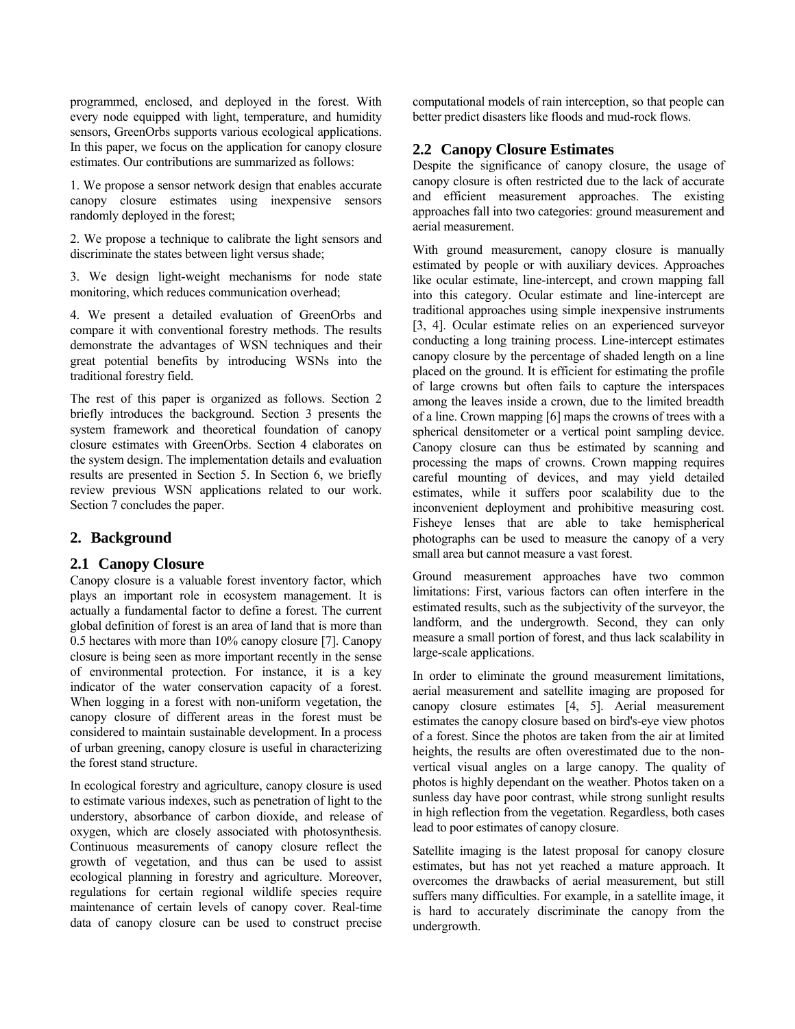programmed, enclosed, and deployed in the forest. With every node equipped with light, temperature, and humidity sensors, GreenOrbs supports various ecological applications. In this paper, we focus on the application for canopy closure estimates. Our contributions are summarized as follows:

1. We propose a sensor network design that enables accurate canopy closure estimates using inexpensive sensors randomly deployed in the forest;

2. We propose a technique to calibrate the light sensors and discriminate the states between light versus shade;

3. We design light-weight mechanisms for node state monitoring, which reduces communication overhead;

4. We present a detailed evaluation of GreenOrbs and compare it with conventional forestry methods. The results demonstrate the advantages of WSN techniques and their great potential benefits by introducing WSNs into the traditional forestry field.

The rest of this paper is organized as follows. Section 2 briefly introduces the background. Section 3 presents the system framework and theoretical foundation of canopy closure estimates with GreenOrbs. Section 4 elaborates on the system design. The implementation details and evaluation results are presented in Section 5. In Section 6, we briefly review previous WSN applications related to our work. Section 7 concludes the paper.

## 2. Background

### 2.1 Canopy Closure

Canopy closure is a valuable forest inventory factor, which plays an important role in ecosystem management. It is actually a fundamental factor to define a forest. The current global definition of forest is an area of land that is more than 0.5 hectares with more than 10% canopy closure [7]. Canopy closure is being seen as more important recently in the sense of environmental protection. For instance, it is a key indicator of the water conservation capacity of a forest. When logging in a forest with non-uniform vegetation, the canopy closure of different areas in the forest must be considered to maintain sustainable development. In a process of urban greening, canopy closure is useful in characterizing the forest stand structure.

In ecological forestry and agriculture, canopy closure is used to estimate various indexes, such as penetration of light to the understory, absorbance of carbon dioxide, and release of oxygen, which are closely associated with photosynthesis. Continuous measurements of canopy closure reflect the growth of vegetation, and thus can be used to assist ecological planning in forestry and agriculture. Moreover, regulations for certain regional wildlife species require maintenance of certain levels of canopy cover. Real-time data of canopy closure can be used to construct precise computational models of rain interception, so that people can better predict disasters like floods and mud-rock flows.

### 2.2 Canopy Closure Estimates

Despite the significance of canopy closure, the usage of canopy closure is often restricted due to the lack of accurate and efficient measurement approaches. The existing approaches fall into two categories: ground measurement and aerial measurement.

With ground measurement, canopy closure is manually estimated by people or with auxiliary devices. Approaches like ocular estimate, line-intercept, and crown mapping fall into this category. Ocular estimate and line-intercept are traditional approaches using simple inexpensive instruments [3, 4]. Ocular estimate relies on an experienced surveyor conducting a long training process. Line-intercept estimates canopy closure by the percentage of shaded length on a line placed on the ground. It is efficient for estimating the profile of large crowns but often fails to capture the interspaces among the leaves inside a crown, due to the limited breadth of a line. Crown mapping [6] maps the crowns of trees with a spherical densitometer or a vertical point sampling device. Canopy closure can thus be estimated by scanning and processing the maps of crowns. Crown mapping requires careful mounting of devices, and may yield detailed estimates, while it suffers poor scalability due to the inconvenient deployment and prohibitive measuring cost. Fisheye lenses that are able to take hemispherical photographs can be used to measure the canopy of a very small area but cannot measure a vast forest.

Ground measurement approaches have two common limitations: First, various factors can often interfere in the estimated results, such as the subjectivity of the surveyor, the landform, and the undergrowth. Second, they can only measure a small portion of forest, and thus lack scalability in large-scale applications.

In order to eliminate the ground measurement limitations, aerial measurement and satellite imaging are proposed for canopy closure estimates [4, 5]. Aerial measurement estimates the canopy closure based on bird's-eye view photos of a forest. Since the photos are taken from the air at limited heights, the results are often overestimated due to the non-vertical visual angles on a large canopy. The quality of photos is highly dependant on the weather. Photos taken on a sunless day have poor contrast, while strong sunlight results in high reflection from the vegetation. Regardless, both cases lead to poor estimates of canopy closure.

Satellite imaging is the latest proposal for canopy closure estimates, but has not yet reached a mature approach. It overcomes the drawbacks of aerial measurement, but still suffers many difficulties. For example, in a satellite image, it is hard to accurately discriminate the canopy from the undergrowth.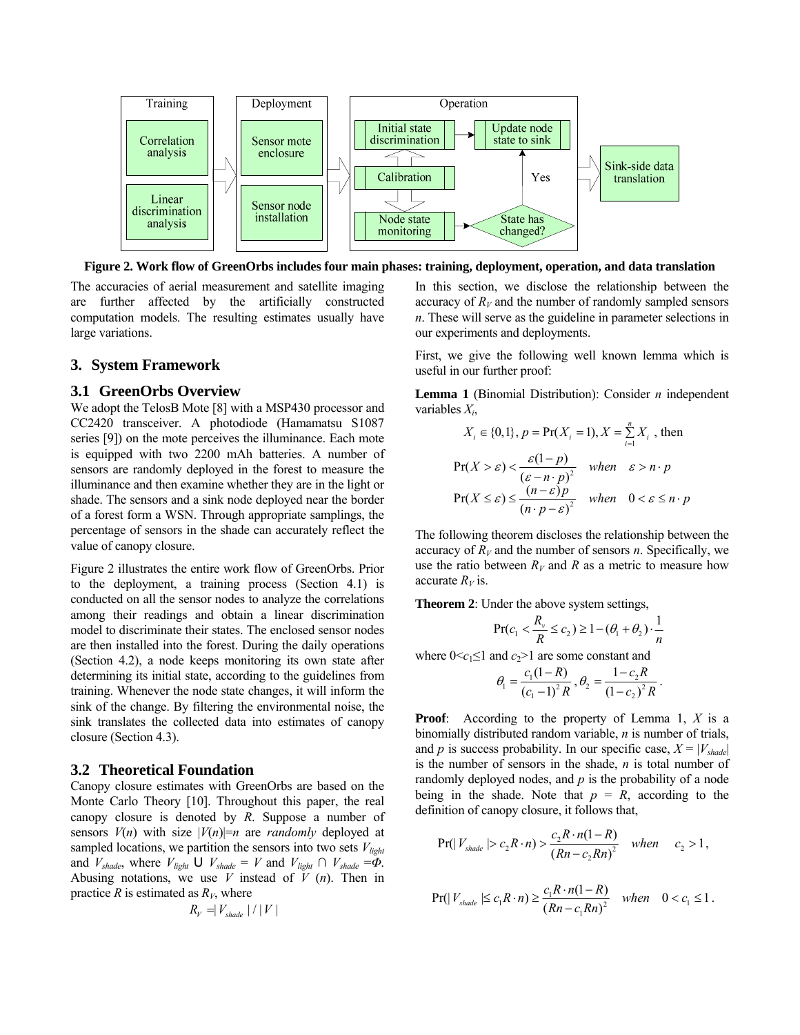**Figure 2. Work flow of GreenOrbs includes four main phases: training, deployment, operation, and data translation**

The accuracies of aerial measurement and satellite imaging are further affected by the artificially constructed computation models. The resulting estimates usually have large variations.

## 3. System Framework

### 3.1 GreenOrbs Overview

We adopt the TelosB Mote [8] with a MSP430 processor and CC2420 transceiver. A photodiode (Hamamatsu S1087 series [9]) on the mote perceives the illuminance. Each mote is equipped with two 2200 mAh batteries. A number of sensors are randomly deployed in the forest to measure the illuminance and then examine whether they are in the light or shade. The sensors and a sink node deployed near the border of a forest form a WSN. Through appropriate samplings, the percentage of sensors in the shade can accurately reflect the value of canopy closure.

Figure 2 illustrates the entire work flow of GreenOrbs. Prior to the deployment, a training process (Section 4.1) is conducted on all the sensor nodes to analyze the correlations among their readings and obtain a linear discrimination model to discriminate their states. The enclosed sensor nodes are then installed into the forest. During the daily operations (Section 4.2), a node keeps monitoring its own state after determining its initial state, according to the guidelines from training. Whenever the node state changes, it will inform the sink of the change. By filtering the environmental noise, the sink translates the collected data into estimates of canopy closure (Section 4.3).

### 3.2 Theoretical Foundation

Canopy closure estimates with GreenOrbs are based on the Monte Carlo Theory [10]. Throughout this paper, the real canopy closure is denoted by $R$. Suppose a number of sensors $V(n)$ with size $|V(n)|=n$ are *randomly* deployed at sampled locations, we partition the sensors into two sets $V_{light}$ and $V_{shade}$, where $V_{light} \cup V_{shade} = V$ and $V_{light} \cap V_{shade} = \Phi$. Abusing notations, we use $V$ instead of $V(n)$. Then in practice $R$ is estimated as $R_V$, where

$$R_V = |V_{shade}| / |V|$$

In this section, we disclose the relationship between the accuracy of $R_V$ and the number of randomly sampled sensors $n$. These will serve as the guideline in parameter selections in our experiments and deployments.

First, we give the following well known lemma which is useful in our further proof:

**Lemma 1** (Binomial Distribution): Consider $n$ independent variables $X_i$,

$$X_i \in \{0,1\},\ p = \Pr(X_i = 1),\ X = \sum_{i=1}^{n} X_i \text{ , then}$$

$$\Pr(X > \varepsilon) < \frac{\varepsilon(1-p)}{(\varepsilon - n \cdot p)^2} \quad when \quad \varepsilon > n \cdot p$$

$$\Pr(X \le \varepsilon) \le \frac{(n-\varepsilon)p}{(n \cdot p - \varepsilon)^2} \quad when \quad 0 < \varepsilon \le n \cdot p$$

The following theorem discloses the relationship between the accuracy of $R_V$ and the number of sensors $n$. Specifically, we use the ratio between $R_V$ and $R$ as a metric to measure how accurate $R_V$ is.

**Theorem 2**: Under the above system settings,

$$\Pr(c_1 < \frac{R_v}{R} \le c_2) \ge 1 - (\theta_1 + \theta_2) \cdot \frac{1}{n}$$

where $0 < c_1 \le 1$ and $c_2 > 1$ are some constant and

$$\theta_1 = \frac{c_1(1-R)}{(c_1-1)^2 R},\ \theta_2 = \frac{1-c_2 R}{(1-c_2)^2 R}.$$

**Proof**: According to the property of Lemma 1, $X$ is a binomially distributed random variable, $n$ is number of trials, and $p$ is success probability. In our specific case, $X = |V_{shade}|$ is the number of sensors in the shade, $n$ is total number of randomly deployed nodes, and $p$ is the probability of a node being in the shade. Note that $p = R$, according to the definition of canopy closure, it follows that,

$$\Pr(|V_{shade}| > c_2 R \cdot n) > \frac{c_2 R \cdot n(1-R)}{(Rn - c_2 Rn)^2} \quad when \quad c_2 > 1,$$

$$\Pr(|V_{shade}| \le c_1 R \cdot n) \ge \frac{c_1 R \cdot n(1-R)}{(Rn - c_1 Rn)^2} \quad when \quad 0 < c_1 \le 1.$$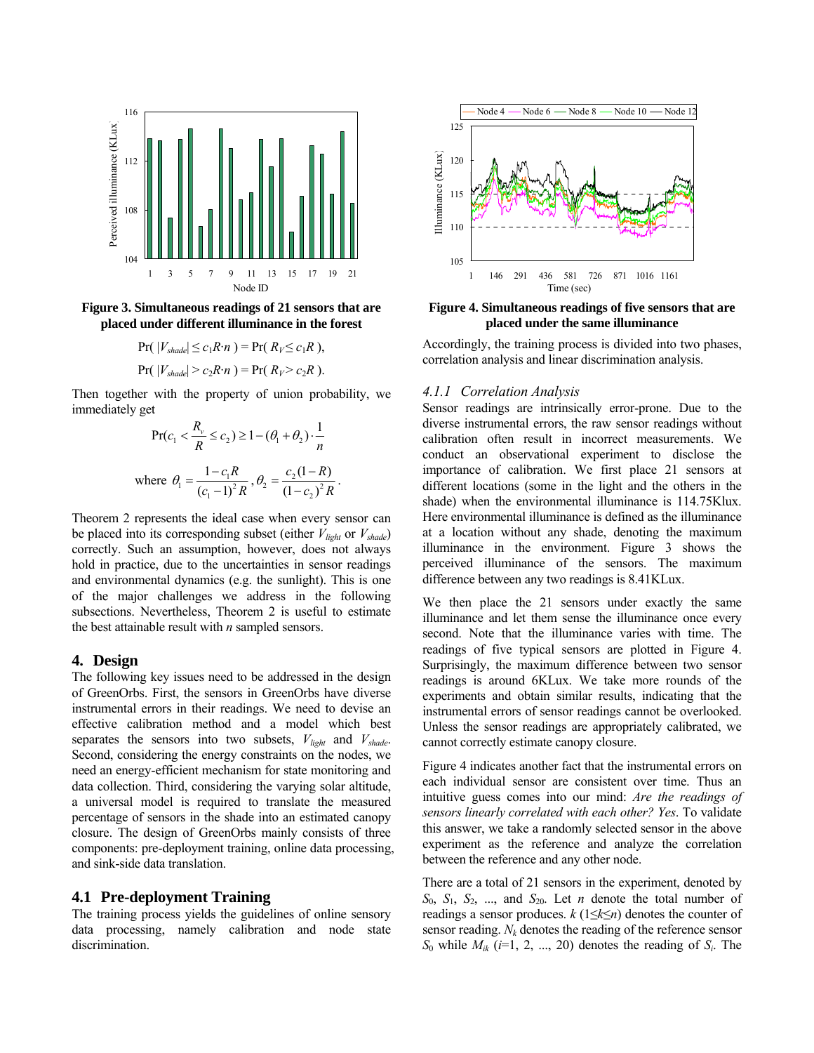Figure 3. Simultaneous readings of 21 sensors that are placed under different illuminance in the forest

Figure 4. Simultaneous readings of five sensors that are placed under the same illuminance

$$\Pr(\ |V_{shade}| \le c_1 R\cdot n\ ) = \Pr(\ R_V \le c_1 R\ ),$$

$$\Pr(\ |V_{shade}| > c_2 R\cdot n\ ) = \Pr(\ R_V > c_2 R\ ).$$

Then together with the property of union probability, we immediately get

$$\Pr(c_1 < \frac{R_v}{R} \le c_2) \ge 1 - (\theta_1 + \theta_2)\cdot\frac{1}{n}$$

$$\text{where } \theta_1 = \frac{1 - c_1 R}{(c_1 - 1)^2 R}, \theta_2 = \frac{c_2(1 - R)}{(1 - c_2)^2 R}.$$

Theorem 2 represents the ideal case when every sensor can be placed into its corresponding subset (either $V_{light}$ or $V_{shade}$) correctly. Such an assumption, however, does not always hold in practice, due to the uncertainties in sensor readings and environmental dynamics (e.g. the sunlight). This is one of the major challenges we address in the following subsections. Nevertheless, Theorem 2 is useful to estimate the best attainable result with $n$ sampled sensors.

## 4. Design

The following key issues need to be addressed in the design of GreenOrbs. First, the sensors in GreenOrbs have diverse instrumental errors in their readings. We need to devise an effective calibration method and a model which best separates the sensors into two subsets, $V_{light}$ and $V_{shade}$. Second, considering the energy constraints on the nodes, we need an energy-efficient mechanism for state monitoring and data collection. Third, considering the varying solar altitude, a universal model is required to translate the measured percentage of sensors in the shade into an estimated canopy closure. The design of GreenOrbs mainly consists of three components: pre-deployment training, online data processing, and sink-side data translation.

### 4.1 Pre-deployment Training

The training process yields the guidelines of online sensory data processing, namely calibration and node state discrimination. Accordingly, the training process is divided into two phases, correlation analysis and linear discrimination analysis.

#### *4.1.1 Correlation Analysis*

Sensor readings are intrinsically error-prone. Due to the diverse instrumental errors, the raw sensor readings without calibration often result in incorrect measurements. We conduct an observational experiment to disclose the importance of calibration. We first place 21 sensors at different locations (some in the light and the others in the shade) when the environmental illuminance is 114.75Klux. Here environmental illuminance is defined as the illuminance at a location without any shade, denoting the maximum illuminance in the environment. Figure 3 shows the perceived illuminance of the sensors. The maximum difference between any two readings is 8.41KLux.

We then place the 21 sensors under exactly the same illuminance and let them sense the illuminance once every second. Note that the illuminance varies with time. The readings of five typical sensors are plotted in Figure 4. Surprisingly, the maximum difference between two sensor readings is around 6KLux. We take more rounds of the experiments and obtain similar results, indicating that the instrumental errors of sensor readings cannot be overlooked. Unless the sensor readings are appropriately calibrated, we cannot correctly estimate canopy closure.

Figure 4 indicates another fact that the instrumental errors on each individual sensor are consistent over time. Thus an intuitive guess comes into our mind: *Are the readings of sensors linearly correlated with each other? Yes*. To validate this answer, we take a randomly selected sensor in the above experiment as the reference and analyze the correlation between the reference and any other node.

There are a total of 21 sensors in the experiment, denoted by $S_0$, $S_1$, $S_2$, ..., and $S_{20}$. Let $n$ denote the total number of readings a sensor produces. $k$ ($1 \le k \le n$) denotes the counter of sensor reading. $N_k$ denotes the reading of the reference sensor $S_0$ while $M_{ik}$ ($i$=1, 2, ..., 20) denotes the reading of $S_i$. The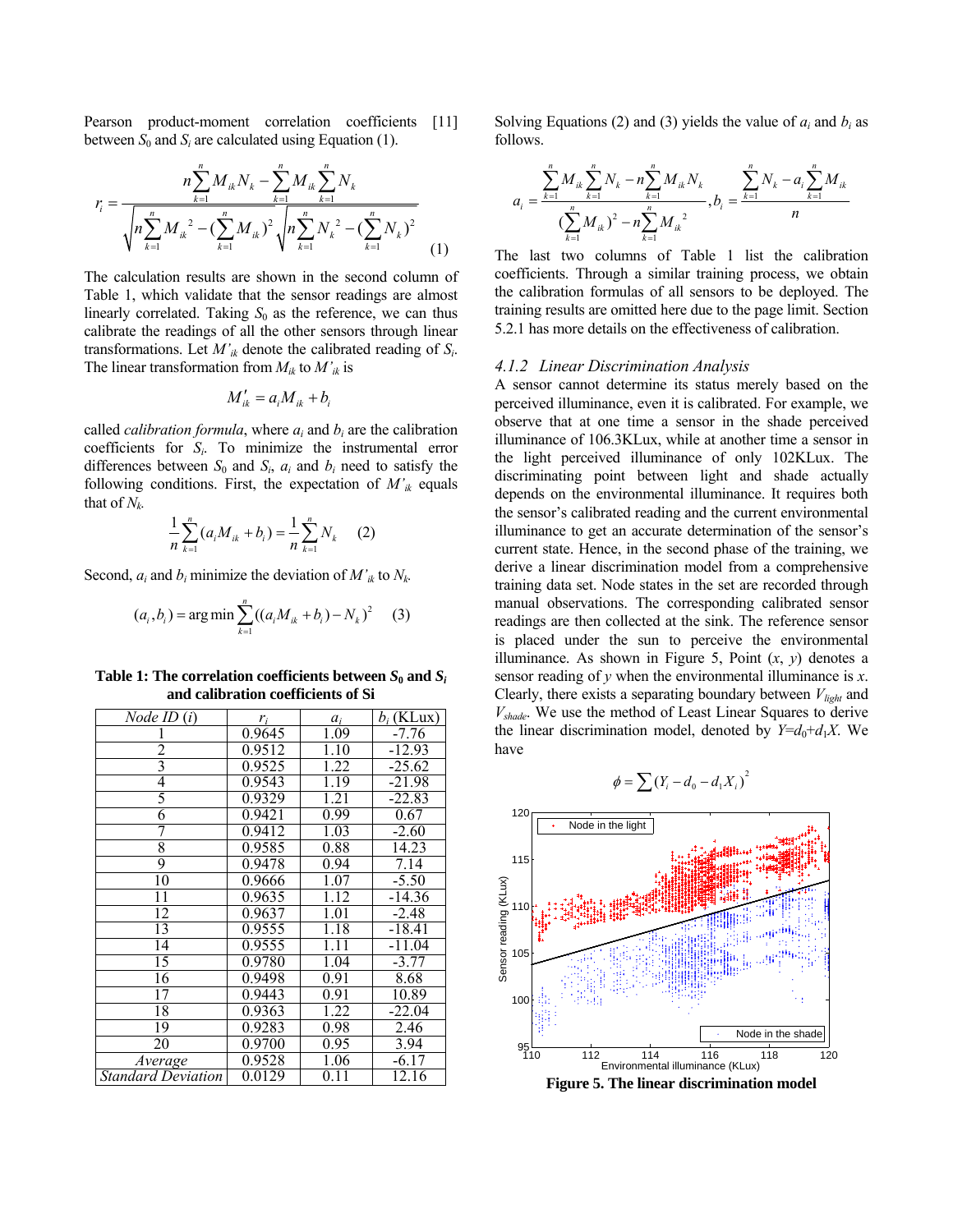Pearson product-moment correlation coefficients [11] between $S_0$ and $S_i$ are calculated using Equation (1).

$$r_i = \frac{n\sum_{k=1}^{n} M_{ik} N_k - \sum_{k=1}^{n} M_{ik} \sum_{k=1}^{n} N_k}{\sqrt{n\sum_{k=1}^{n} M_{ik}^2 - (\sum_{k=1}^{n} M_{ik})^2}\sqrt{n\sum_{k=1}^{n} N_k^2 - (\sum_{k=1}^{n} N_k)^2}} \quad (1)$$

The calculation results are shown in the second column of Table 1, which validate that the sensor readings are almost linearly correlated. Taking $S_0$ as the reference, we can thus calibrate the readings of all the other sensors through linear transformations. Let $M'_{ik}$ denote the calibrated reading of $S_i$. The linear transformation from $M_{ik}$ to $M'_{ik}$ is

$$M'_{ik} = a_i M_{ik} + b_i$$

called *calibration formula*, where $a_i$ and $b_i$ are the calibration coefficients for $S_i$. To minimize the instrumental error differences between $S_0$ and $S_i$, $a_i$ and $b_i$ need to satisfy the following conditions. First, the expectation of $M'_{ik}$ equals that of $N_k$.

$$\frac{1}{n}\sum_{k=1}^{n}(a_i M_{ik} + b_i) = \frac{1}{n}\sum_{k=1}^{n} N_k \quad (2)$$

Second, $a_i$ and $b_i$ minimize the deviation of $M'_{ik}$ to $N_k$.

$$(a_i, b_i) = \arg\min \sum_{k=1}^{n}((a_i M_{ik} + b_i) - N_k)^2 \quad (3)$$

**Table 1: The correlation coefficients between $S_0$ and $S_i$ and calibration coefficients of Si**

| *Node ID* ($i$) | $r_i$ | $a_i$ | $b_i$ (KLux) |
|---|---|---|---|
| 1 | 0.9645 | 1.09 | -7.76 |
| 2 | 0.9512 | 1.10 | -12.93 |
| 3 | 0.9525 | 1.22 | -25.62 |
| 4 | 0.9543 | 1.19 | -21.98 |
| 5 | 0.9329 | 1.21 | -22.83 |
| 6 | 0.9421 | 0.99 | 0.67 |
| 7 | 0.9412 | 1.03 | -2.60 |
| 8 | 0.9585 | 0.88 | 14.23 |
| 9 | 0.9478 | 0.94 | 7.14 |
| 10 | 0.9666 | 1.07 | -5.50 |
| 11 | 0.9635 | 1.12 | -14.36 |
| 12 | 0.9637 | 1.01 | -2.48 |
| 13 | 0.9555 | 1.18 | -18.41 |
| 14 | 0.9555 | 1.11 | -11.04 |
| 15 | 0.9780 | 1.04 | -3.77 |
| 16 | 0.9498 | 0.91 | 8.68 |
| 17 | 0.9443 | 0.91 | 10.89 |
| 18 | 0.9363 | 1.22 | -22.04 |
| 19 | 0.9283 | 0.98 | 2.46 |
| 20 | 0.9700 | 0.95 | 3.94 |
| *Average* | 0.9528 | 1.06 | -6.17 |
| *Standard Deviation* | 0.0129 | 0.11 | 12.16 |

Solving Equations (2) and (3) yields the value of $a_i$ and $b_i$ as follows.

$$a_i = \frac{\sum_{k=1}^{n} M_{ik} \sum_{k=1}^{n} N_k - n\sum_{k=1}^{n} M_{ik} N_k}{(\sum_{k=1}^{n} M_{ik})^2 - n\sum_{k=1}^{n} M_{ik}^2}, b_i = \frac{\sum_{k=1}^{n} N_k - a_i \sum_{k=1}^{n} M_{ik}}{n}$$

The last two columns of Table 1 list the calibration coefficients. Through a similar training process, we obtain the calibration formulas of all sensors to be deployed. The training results are omitted here due to the page limit. Section 5.2.1 has more details on the effectiveness of calibration.

### 4.1.2 Linear Discrimination Analysis

A sensor cannot determine its status merely based on the perceived illuminance, even it is calibrated. For example, we observe that at one time a sensor in the shade perceived illuminance of 106.3KLux, while at another time a sensor in the light perceived illuminance of only 102KLux. The discriminating point between light and shade actually depends on the environmental illuminance. It requires both the sensor's calibrated reading and the current environmental illuminance to get an accurate determination of the sensor's current state. Hence, in the second phase of the training, we derive a linear discrimination model from a comprehensive training data set. Node states in the set are recorded through manual observations. The corresponding calibrated sensor readings are then collected at the sink. The reference sensor is placed under the sun to perceive the environmental illuminance. As shown in Figure 5, Point ($x$, $y$) denotes a sensor reading of $y$ when the environmental illuminance is $x$. Clearly, there exists a separating boundary between $V_{light}$ and $V_{shade}$. We use the method of Least Linear Squares to derive the linear discrimination model, denoted by $Y=d_0+d_1X$. We have

$$\phi = \sum (Y_i - d_0 - d_1 X_i)^2$$

**Figure 5. The linear discrimination model**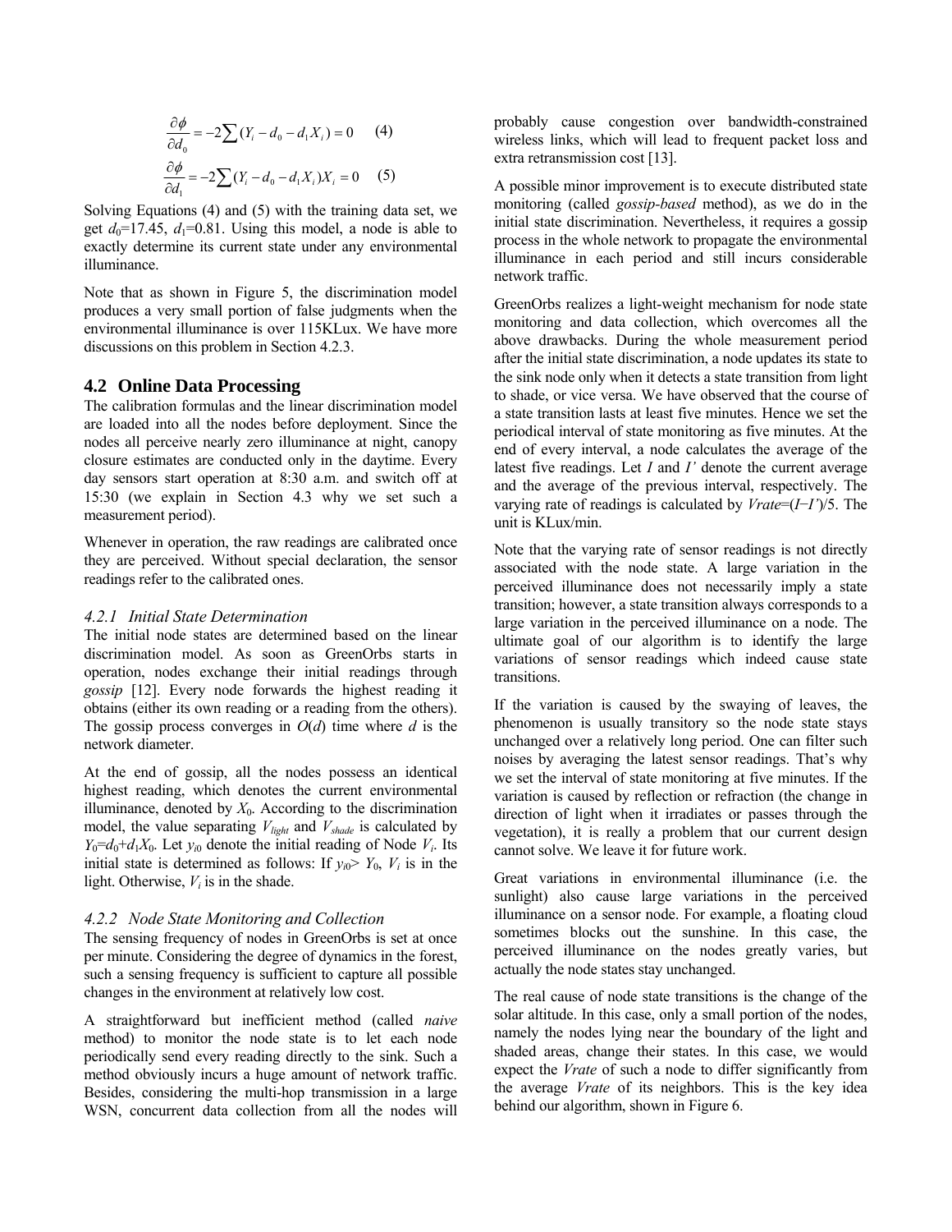$$\frac{\partial \phi}{\partial d_0} = -2\sum (Y_i - d_0 - d_1 X_i) = 0 \quad (4)$$

$$\frac{\partial \phi}{\partial d_1} = -2\sum (Y_i - d_0 - d_1 X_i) X_i = 0 \quad (5)$$

Solving Equations (4) and (5) with the training data set, we get $d_0$=17.45, $d_1$=0.81. Using this model, a node is able to exactly determine its current state under any environmental illuminance.

Note that as shown in Figure 5, the discrimination model produces a very small portion of false judgments when the environmental illuminance is over 115KLux. We have more discussions on this problem in Section 4.2.3.

## 4.2 Online Data Processing

The calibration formulas and the linear discrimination model are loaded into all the nodes before deployment. Since the nodes all perceive nearly zero illuminance at night, canopy closure estimates are conducted only in the daytime. Every day sensors start operation at 8:30 a.m. and switch off at 15:30 (we explain in Section 4.3 why we set such a measurement period).

Whenever in operation, the raw readings are calibrated once they are perceived. Without special declaration, the sensor readings refer to the calibrated ones.

### *4.2.1 Initial State Determination*

The initial node states are determined based on the linear discrimination model. As soon as GreenOrbs starts in operation, nodes exchange their initial readings through *gossip* [12]. Every node forwards the highest reading it obtains (either its own reading or a reading from the others). The gossip process converges in $O(d)$ time where $d$ is the network diameter.

At the end of gossip, all the nodes possess an identical highest reading, which denotes the current environmental illuminance, denoted by $X_0$. According to the discrimination model, the value separating $V_{light}$ and $V_{shade}$ is calculated by $Y_0=d_0+d_1X_0$. Let $y_{i0}$ denote the initial reading of Node $V_i$. Its initial state is determined as follows: If $y_{i0} > Y_0$, $V_i$ is in the light. Otherwise, $V_i$ is in the shade.

### *4.2.2 Node State Monitoring and Collection*

The sensing frequency of nodes in GreenOrbs is set at once per minute. Considering the degree of dynamics in the forest, such a sensing frequency is sufficient to capture all possible changes in the environment at relatively low cost.

A straightforward but inefficient method (called *naive* method) to monitor the node state is to let each node periodically send every reading directly to the sink. Such a method obviously incurs a huge amount of network traffic. Besides, considering the multi-hop transmission in a large WSN, concurrent data collection from all the nodes will probably cause congestion over bandwidth-constrained wireless links, which will lead to frequent packet loss and extra retransmission cost [13].

A possible minor improvement is to execute distributed state monitoring (called *gossip-based* method), as we do in the initial state discrimination. Nevertheless, it requires a gossip process in the whole network to propagate the environmental illuminance in each period and still incurs considerable network traffic.

GreenOrbs realizes a light-weight mechanism for node state monitoring and data collection, which overcomes all the above drawbacks. During the whole measurement period after the initial state discrimination, a node updates its state to the sink node only when it detects a state transition from light to shade, or vice versa. We have observed that the course of a state transition lasts at least five minutes. Hence we set the periodical interval of state monitoring as five minutes. At the end of every interval, a node calculates the average of the latest five readings. Let $I$ and $I'$ denote the current average and the average of the previous interval, respectively. The varying rate of readings is calculated by $Vrate=(I-I')/5$. The unit is KLux/min.

Note that the varying rate of sensor readings is not directly associated with the node state. A large variation in the perceived illuminance does not necessarily imply a state transition; however, a state transition always corresponds to a large variation in the perceived illuminance on a node. The ultimate goal of our algorithm is to identify the large variations of sensor readings which indeed cause state transitions.

If the variation is caused by the swaying of leaves, the phenomenon is usually transitory so the node state stays unchanged over a relatively long period. One can filter such noises by averaging the latest sensor readings. That's why we set the interval of state monitoring at five minutes. If the variation is caused by reflection or refraction (the change in direction of light when it irradiates or passes through the vegetation), it is really a problem that our current design cannot solve. We leave it for future work.

Great variations in environmental illuminance (i.e. the sunlight) also cause large variations in the perceived illuminance on a sensor node. For example, a floating cloud sometimes blocks out the sunshine. In this case, the perceived illuminance on the nodes greatly varies, but actually the node states stay unchanged.

The real cause of node state transitions is the change of the solar altitude. In this case, only a small portion of the nodes, namely the nodes lying near the boundary of the light and shaded areas, change their states. In this case, we would expect the *Vrate* of such a node to differ significantly from the average *Vrate* of its neighbors. This is the key idea behind our algorithm, shown in Figure 6.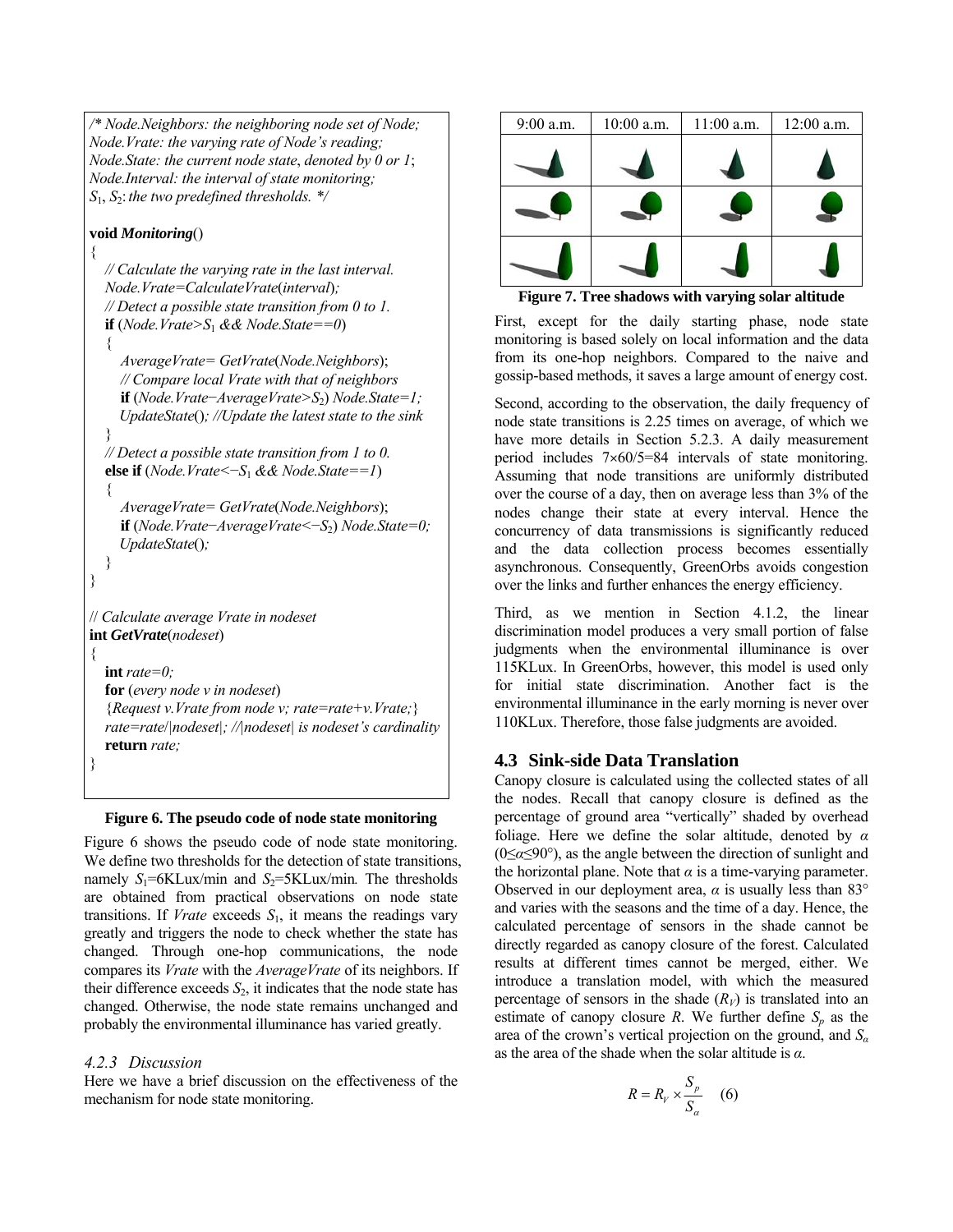```
/* Node.Neighbors: the neighboring node set of Node;
Node.Vrate: the varying rate of Node's reading;
Node.State: the current node state, denoted by 0 or 1;
Node.Interval: the interval of state monitoring;
S1, S2: the two predefined thresholds. */

void Monitoring()
{
   // Calculate the varying rate in the last interval.
   Node.Vrate=CalculateVrate(interval);
   // Detect a possible state transition from 0 to 1.
   if (Node.Vrate>S1 && Node.State==0)
   {
      AverageVrate= GetVrate(Node.Neighbors);
      // Compare local Vrate with that of neighbors
      if (Node.Vrate−AverageVrate>S2) Node.State=1;
      UpdateState(); //Update the latest state to the sink
   }
   // Detect a possible state transition from 1 to 0.
   else if (Node.Vrate<−S1 && Node.State==1)
   {
      AverageVrate= GetVrate(Node.Neighbors);
      if (Node.Vrate−AverageVrate<−S2) Node.State=0;
      UpdateState();
   }
}

// Calculate average Vrate in nodeset
int GetVrate(nodeset)
{
   int rate=0;
   for (every node v in nodeset)
   {Request v.Vrate from node v; rate=rate+v.Vrate;}
   rate=rate/|nodeset|; //|nodeset| is nodeset's cardinality
   return rate;
}
```

**Figure 6. The pseudo code of node state monitoring**

Figure 6 shows the pseudo code of node state monitoring. We define two thresholds for the detection of state transitions, namely $S_1$=6KLux/min and $S_2$=5KLux/min. The thresholds are obtained from practical observations on node state transitions. If *Vrate* exceeds $S_1$, it means the readings vary greatly and triggers the node to check whether the state has changed. Through one-hop communications, the node compares its *Vrate* with the *AverageVrate* of its neighbors. If their difference exceeds $S_2$, it indicates that the node state has changed. Otherwise, the node state remains unchanged and probably the environmental illuminance has varied greatly.

### *4.2.3 Discussion*

Here we have a brief discussion on the effectiveness of the mechanism for node state monitoring.

| 9:00 a.m. | 10:00 a.m. | 11:00 a.m. | 12:00 a.m. |
|---|---|---|---|
| | | | |
| | | | |
| | | | |

**Figure 7. Tree shadows with varying solar altitude**

First, except for the daily starting phase, node state monitoring is based solely on local information and the data from its one-hop neighbors. Compared to the naive and gossip-based methods, it saves a large amount of energy cost.

Second, according to the observation, the daily frequency of node state transitions is 2.25 times on average, of which we have more details in Section 5.2.3. A daily measurement period includes 7×60/5=84 intervals of state monitoring. Assuming that node transitions are uniformly distributed over the course of a day, then on average less than 3% of the nodes change their state at every interval. Hence the concurrency of data transmissions is significantly reduced and the data collection process becomes essentially asynchronous. Consequently, GreenOrbs avoids congestion over the links and further enhances the energy efficiency.

Third, as we mention in Section 4.1.2, the linear discrimination model produces a very small portion of false judgments when the environmental illuminance is over 115KLux. In GreenOrbs, however, this model is used only for initial state discrimination. Another fact is the environmental illuminance in the early morning is never over 110KLux. Therefore, those false judgments are avoided.

## 4.3 Sink-side Data Translation

Canopy closure is calculated using the collected states of all the nodes. Recall that canopy closure is defined as the percentage of ground area "vertically" shaded by overhead foliage. Here we define the solar altitude, denoted by $\alpha$ ($0\leq\alpha\leq90°$), as the angle between the direction of sunlight and the horizontal plane. Note that $\alpha$ is a time-varying parameter. Observed in our deployment area, $\alpha$ is usually less than 83° and varies with the seasons and the time of a day. Hence, the calculated percentage of sensors in the shade cannot be directly regarded as canopy closure of the forest. Calculated results at different times cannot be merged, either. We introduce a translation model, with which the measured percentage of sensors in the shade ($R_V$) is translated into an estimate of canopy closure $R$. We further define $S_p$ as the area of the crown's vertical projection on the ground, and $S_\alpha$ as the area of the shade when the solar altitude is $\alpha$.

$$R = R_V \times \frac{S_p}{S_\alpha} \quad (6)$$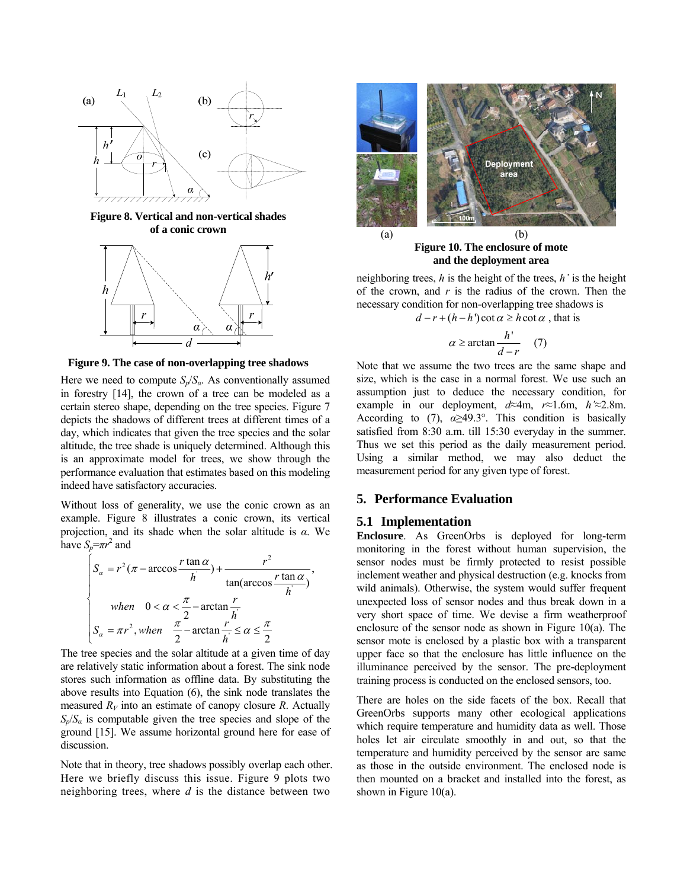**Figure 8. Vertical and non-vertical shades of a conic crown**

**Figure 9. The case of non-overlapping tree shadows**

Here we need to compute $S_p/S_\alpha$. As conventionally assumed in forestry [14], the crown of a tree can be modeled as a certain stereo shape, depending on the tree species. Figure 7 depicts the shadows of different trees at different times of a day, which indicates that given the tree species and the solar altitude, the tree shade is uniquely determined. Although this is an approximate model for trees, we show through the performance evaluation that estimates based on this modeling indeed have satisfactory accuracies.

Without loss of generality, we use the conic crown as an example. Figure 8 illustrates a conic crown, its vertical projection, and its shade when the solar altitude is $\alpha$. We have $S_p=\pi r^2$ and

$$\begin{cases} S_\alpha = r^2(\pi - \arccos\dfrac{r\tan\alpha}{h'}) + \dfrac{r^2}{\tan(\arccos\dfrac{r\tan\alpha}{h'})}, \\ \qquad when \quad 0 < \alpha < \dfrac{\pi}{2} - \arctan\dfrac{r}{h'} \\ S_\alpha = \pi r^2, when \quad \dfrac{\pi}{2} - \arctan\dfrac{r}{h'} \le \alpha \le \dfrac{\pi}{2} \end{cases}$$

The tree species and the solar altitude at a given time of day are relatively static information about a forest. The sink node stores such information as offline data. By substituting the above results into Equation (6), the sink node translates the measured $R_V$ into an estimate of canopy closure $R$. Actually $S_p/S_\alpha$ is computable given the tree species and slope of the ground [15]. We assume horizontal ground here for ease of discussion.

Note that in theory, tree shadows possibly overlap each other. Here we briefly discuss this issue. Figure 9 plots two neighboring trees, where $d$ is the distance between two neighboring trees, $h$ is the height of the trees, $h'$ is the height of the crown, and $r$ is the radius of the crown. Then the necessary condition for non-overlapping tree shadows is

$$d - r + (h - h')\cot\alpha \ge h\cot\alpha \text{ , that is}$$

$$\alpha \ge \arctan\frac{h'}{d-r} \qquad (7)$$

Note that we assume the two trees are the same shape and size, which is the case in a normal forest. We use such an assumption just to deduce the necessary condition, for example in our deployment, $d$≈4m, $r$≈1.6m, $h'$≈2.8m. According to (7), $\alpha$≥49.3°. This condition is basically satisfied from 8:30 a.m. till 15:30 everyday in the summer. Thus we set this period as the daily measurement period. Using a similar method, we may also deduct the measurement period for any given type of forest.

**Figure 10. The enclosure of mote and the deployment area**

## 5. Performance Evaluation

### 5.1 Implementation

**Enclosure**. As GreenOrbs is deployed for long-term monitoring in the forest without human supervision, the sensor nodes must be firmly protected to resist possible inclement weather and physical destruction (e.g. knocks from wild animals). Otherwise, the system would suffer frequent unexpected loss of sensor nodes and thus break down in a very short space of time. We devise a firm weatherproof enclosure of the sensor node as shown in Figure 10(a). The sensor mote is enclosed by a plastic box with a transparent upper face so that the enclosure has little influence on the illuminance perceived by the sensor. The pre-deployment training process is conducted on the enclosed sensors, too.

There are holes on the side facets of the box. Recall that GreenOrbs supports many other ecological applications which require temperature and humidity data as well. Those holes let air circulate smoothly in and out, so that the temperature and humidity perceived by the sensor are same as those in the outside environment. The enclosed node is then mounted on a bracket and installed into the forest, as shown in Figure 10(a).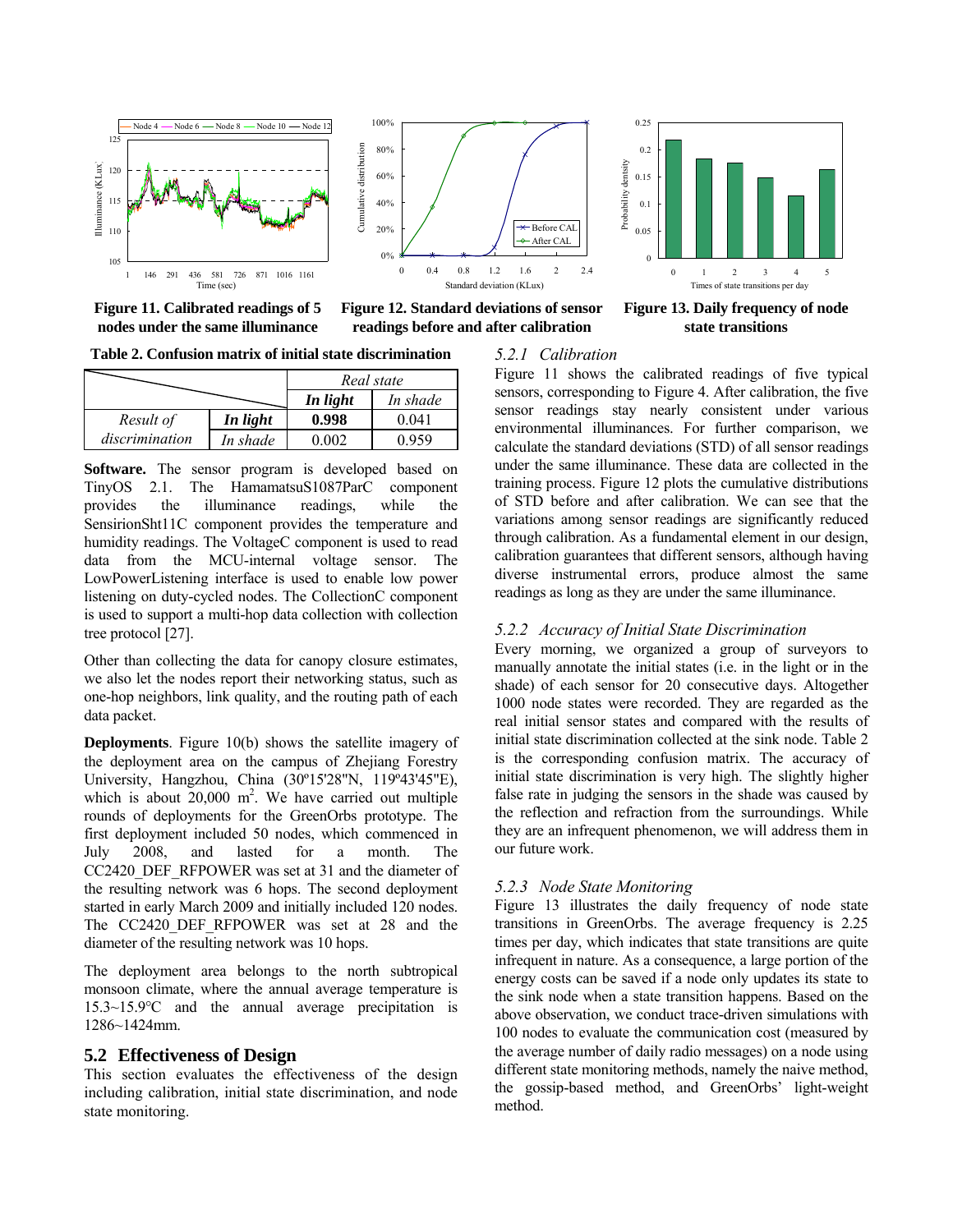**Figure 11. Calibrated readings of 5 nodes under the same illuminance**

**Figure 12. Standard deviations of sensor readings before and after calibration**

**Figure 13. Daily frequency of node state transitions**

**Table 2. Confusion matrix of initial state discrimination**

| | | *Real state* | |
|---|---|---|---|
| | | ***In light*** | *In shade* |
| *Result of discrimination* | ***In light*** | **0.998** | 0.041 |
| | *In shade* | 0.002 | 0.959 |

**Software.** The sensor program is developed based on TinyOS 2.1. The HamamatsuS1087ParC component provides the illuminance readings, while the SensirionSht11C component provides the temperature and humidity readings. The VoltageC component is used to read data from the MCU-internal voltage sensor. The LowPowerListening interface is used to enable low power listening on duty-cycled nodes. The CollectionC component is used to support a multi-hop data collection with collection tree protocol [27].

Other than collecting the data for canopy closure estimates, we also let the nodes report their networking status, such as one-hop neighbors, link quality, and the routing path of each data packet.

**Deployments**. Figure 10(b) shows the satellite imagery of the deployment area on the campus of Zhejiang Forestry University, Hangzhou, China (30º15'28"N, 119º43'45"E), which is about 20,000 m$^2$. We have carried out multiple rounds of deployments for the GreenOrbs prototype. The first deployment included 50 nodes, which commenced in July 2008, and lasted for a month. The CC2420_DEF_RFPOWER was set at 31 and the diameter of the resulting network was 6 hops. The second deployment started in early March 2009 and initially included 120 nodes. The CC2420_DEF_RFPOWER was set at 28 and the diameter of the resulting network was 10 hops.

The deployment area belongs to the north subtropical monsoon climate, where the annual average temperature is 15.3~15.9°C and the annual average precipitation is 1286~1424mm.

## 5.2 Effectiveness of Design

This section evaluates the effectiveness of the design including calibration, initial state discrimination, and node state monitoring.

### *5.2.1 Calibration*

Figure 11 shows the calibrated readings of five typical sensors, corresponding to Figure 4. After calibration, the five sensor readings stay nearly consistent under various environmental illuminances. For further comparison, we calculate the standard deviations (STD) of all sensor readings under the same illuminance. These data are collected in the training process. Figure 12 plots the cumulative distributions of STD before and after calibration. We can see that the variations among sensor readings are significantly reduced through calibration. As a fundamental element in our design, calibration guarantees that different sensors, although having diverse instrumental errors, produce almost the same readings as long as they are under the same illuminance.

### *5.2.2 Accuracy of Initial State Discrimination*

Every morning, we organized a group of surveyors to manually annotate the initial states (i.e. in the light or in the shade) of each sensor for 20 consecutive days. Altogether 1000 node states were recorded. They are regarded as the real initial sensor states and compared with the results of initial state discrimination collected at the sink node. Table 2 is the corresponding confusion matrix. The accuracy of initial state discrimination is very high. The slightly higher false rate in judging the sensors in the shade was caused by the reflection and refraction from the surroundings. While they are an infrequent phenomenon, we will address them in our future work.

### *5.2.3 Node State Monitoring*

Figure 13 illustrates the daily frequency of node state transitions in GreenOrbs. The average frequency is 2.25 times per day, which indicates that state transitions are quite infrequent in nature. As a consequence, a large portion of the energy costs can be saved if a node only updates its state to the sink node when a state transition happens. Based on the above observation, we conduct trace-driven simulations with 100 nodes to evaluate the communication cost (measured by the average number of daily radio messages) on a node using different state monitoring methods, namely the naive method, the gossip-based method, and GreenOrbs' light-weight method.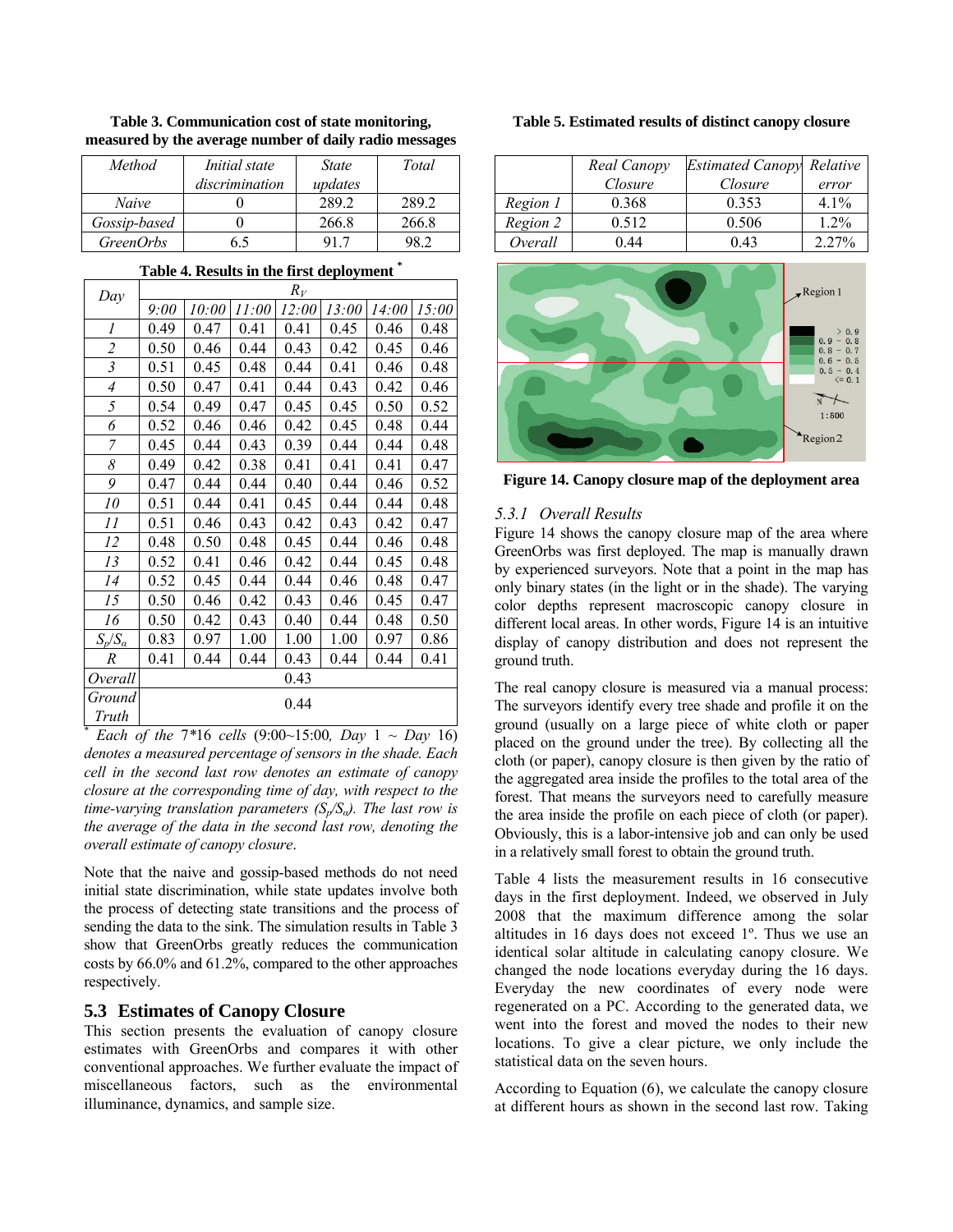**Table 3. Communication cost of state monitoring, measured by the average number of daily radio messages**

| *Method* | *Initial state discrimination* | *State updates* | *Total* |
|---|---|---|---|
| *Naive* | 0 | 289.2 | 289.2 |
| *Gossip-based* | 0 | 266.8 | 266.8 |
| *GreenOrbs* | 6.5 | 91.7 | 98.2 |

**Table 4. Results in the first deployment** *

| *Day* | $R_V$ | | | | | | |
|---|---|---|---|---|---|---|---|
| | *9:00* | *10:00* | *11:00* | *12:00* | *13:00* | *14:00* | *15:00* |
| *1* | 0.49 | 0.47 | 0.41 | 0.41 | 0.45 | 0.46 | 0.48 |
| *2* | 0.50 | 0.46 | 0.44 | 0.43 | 0.42 | 0.45 | 0.46 |
| *3* | 0.51 | 0.45 | 0.48 | 0.44 | 0.41 | 0.46 | 0.48 |
| *4* | 0.50 | 0.47 | 0.41 | 0.44 | 0.43 | 0.42 | 0.46 |
| *5* | 0.54 | 0.49 | 0.47 | 0.45 | 0.45 | 0.50 | 0.52 |
| *6* | 0.52 | 0.46 | 0.46 | 0.42 | 0.45 | 0.48 | 0.44 |
| *7* | 0.45 | 0.44 | 0.43 | 0.39 | 0.44 | 0.44 | 0.48 |
| *8* | 0.49 | 0.42 | 0.38 | 0.41 | 0.41 | 0.41 | 0.47 |
| *9* | 0.47 | 0.44 | 0.44 | 0.40 | 0.44 | 0.46 | 0.52 |
| *10* | 0.51 | 0.44 | 0.41 | 0.45 | 0.44 | 0.44 | 0.48 |
| *11* | 0.51 | 0.46 | 0.43 | 0.42 | 0.43 | 0.42 | 0.47 |
| *12* | 0.48 | 0.50 | 0.48 | 0.45 | 0.44 | 0.46 | 0.48 |
| *13* | 0.52 | 0.41 | 0.46 | 0.42 | 0.44 | 0.45 | 0.48 |
| *14* | 0.52 | 0.45 | 0.44 | 0.44 | 0.46 | 0.48 | 0.47 |
| *15* | 0.50 | 0.46 | 0.42 | 0.43 | 0.46 | 0.45 | 0.47 |
| *16* | 0.50 | 0.42 | 0.43 | 0.40 | 0.44 | 0.48 | 0.50 |
| $S_p/S_a$ | 0.83 | 0.97 | 1.00 | 1.00 | 1.00 | 0.97 | 0.86 |
| *R* | 0.41 | 0.44 | 0.44 | 0.43 | 0.44 | 0.44 | 0.41 |
| *Overall* | 0.43 | | | | | | |
| *Ground Truth* | 0.44 | | | | | | |

\* *Each of the 7\*16 cells (9:00~15:00, Day 1 ~ Day 16) denotes a measured percentage of sensors in the shade. Each cell in the second last row denotes an estimate of canopy closure at the corresponding time of day, with respect to the time-varying translation parameters ($S_p/S_a$). The last row is the average of the data in the second last row, denoting the overall estimate of canopy closure.*

Note that the naive and gossip-based methods do not need initial state discrimination, while state updates involve both the process of detecting state transitions and the process of sending the data to the sink. The simulation results in Table 3 show that GreenOrbs greatly reduces the communication costs by 66.0% and 61.2%, compared to the other approaches respectively.

## 5.3 Estimates of Canopy Closure

This section presents the evaluation of canopy closure estimates with GreenOrbs and compares it with other conventional approaches. We further evaluate the impact of miscellaneous factors, such as the environmental illuminance, dynamics, and sample size.

**Table 5. Estimated results of distinct canopy closure**

| | *Real Canopy Closure* | *Estimated Canopy Closure* | *Relative error* |
|---|---|---|---|
| *Region 1* | 0.368 | 0.353 | 4.1% |
| *Region 2* | 0.512 | 0.506 | 1.2% |
| *Overall* | 0.44 | 0.43 | 2.27% |

**Figure 14. Canopy closure map of the deployment area**

### 5.3.1 Overall Results

Figure 14 shows the canopy closure map of the area where GreenOrbs was first deployed. The map is manually drawn by experienced surveyors. Note that a point in the map has only binary states (in the light or in the shade). The varying color depths represent macroscopic canopy closure in different local areas. In other words, Figure 14 is an intuitive display of canopy distribution and does not represent the ground truth.

The real canopy closure is measured via a manual process: The surveyors identify every tree shade and profile it on the ground (usually on a large piece of white cloth or paper placed on the ground under the tree). By collecting all the cloth (or paper), canopy closure is then given by the ratio of the aggregated area inside the profiles to the total area of the forest. That means the surveyors need to carefully measure the area inside the profile on each piece of cloth (or paper). Obviously, this is a labor-intensive job and can only be used in a relatively small forest to obtain the ground truth.

Table 4 lists the measurement results in 16 consecutive days in the first deployment. Indeed, we observed in July 2008 that the maximum difference among the solar altitudes in 16 days does not exceed 1º. Thus we use an identical solar altitude in calculating canopy closure. We changed the node locations everyday during the 16 days. Everyday the new coordinates of every node were regenerated on a PC. According to the generated data, we went into the forest and moved the nodes to their new locations. To give a clear picture, we only include the statistical data on the seven hours.

According to Equation (6), we calculate the canopy closure at different hours as shown in the second last row. Taking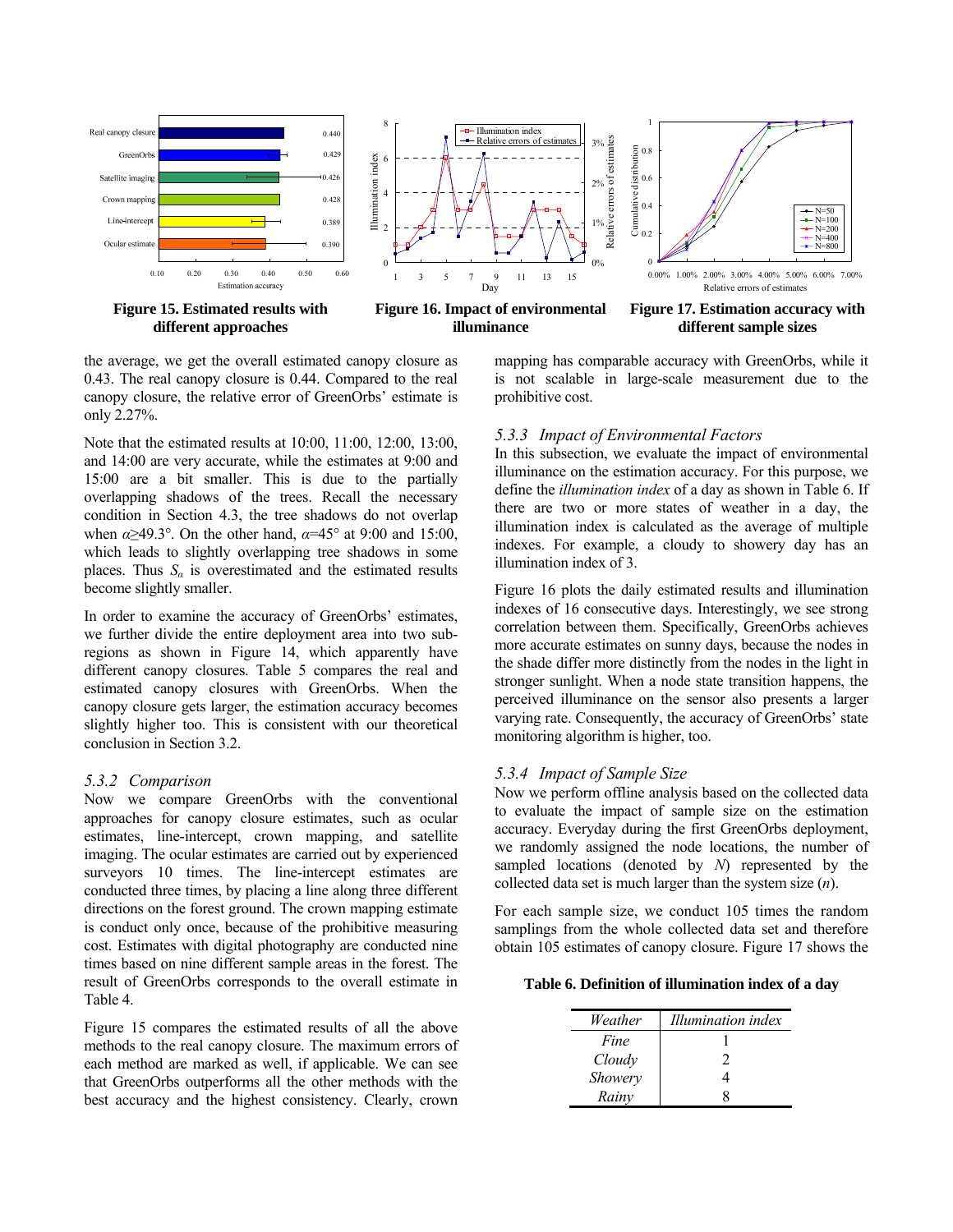**Figure 15. Estimated results with different approaches**

**Figure 16. Impact of environmental illuminance**

**Figure 17. Estimation accuracy with different sample sizes**

the average, we get the overall estimated canopy closure as 0.43. The real canopy closure is 0.44. Compared to the real canopy closure, the relative error of GreenOrbs' estimate is only 2.27%.

Note that the estimated results at 10:00, 11:00, 12:00, 13:00, and 14:00 are very accurate, while the estimates at 9:00 and 15:00 are a bit smaller. This is due to the partially overlapping shadows of the trees. Recall the necessary condition in Section 4.3, the tree shadows do not overlap when $\alpha \geq 49.3°$. On the other hand, $\alpha = 45°$ at 9:00 and 15:00, which leads to slightly overlapping tree shadows in some places. Thus $S_\alpha$ is overestimated and the estimated results become slightly smaller.

In order to examine the accuracy of GreenOrbs' estimates, we further divide the entire deployment area into two sub-regions as shown in Figure 14, which apparently have different canopy closures. Table 5 compares the real and estimated canopy closures with GreenOrbs. When the canopy closure gets larger, the estimation accuracy becomes slightly higher too. This is consistent with our theoretical conclusion in Section 3.2.

### *5.3.2 Comparison*

Now we compare GreenOrbs with the conventional approaches for canopy closure estimates, such as ocular estimates, line-intercept, crown mapping, and satellite imaging. The ocular estimates are carried out by experienced surveyors 10 times. The line-intercept estimates are conducted three times, by placing a line along three different directions on the forest ground. The crown mapping estimate is conduct only once, because of the prohibitive measuring cost. Estimates with digital photography are conducted nine times based on nine different sample areas in the forest. The result of GreenOrbs corresponds to the overall estimate in Table 4.

Figure 15 compares the estimated results of all the above methods to the real canopy closure. The maximum errors of each method are marked as well, if applicable. We can see that GreenOrbs outperforms all the other methods with the best accuracy and the highest consistency. Clearly, crown mapping has comparable accuracy with GreenOrbs, while it is not scalable in large-scale measurement due to the prohibitive cost.

### *5.3.3 Impact of Environmental Factors*

In this subsection, we evaluate the impact of environmental illuminance on the estimation accuracy. For this purpose, we define the *illumination index* of a day as shown in Table 6. If there are two or more states of weather in a day, the illumination index is calculated as the average of multiple indexes. For example, a cloudy to showery day has an illumination index of 3.

Figure 16 plots the daily estimated results and illumination indexes of 16 consecutive days. Interestingly, we see strong correlation between them. Specifically, GreenOrbs achieves more accurate estimates on sunny days, because the nodes in the shade differ more distinctly from the nodes in the light in stronger sunlight. When a node state transition happens, the perceived illuminance on the sensor also presents a larger varying rate. Consequently, the accuracy of GreenOrbs' state monitoring algorithm is higher, too.

### *5.3.4 Impact of Sample Size*

Now we perform offline analysis based on the collected data to evaluate the impact of sample size on the estimation accuracy. Everyday during the first GreenOrbs deployment, we randomly assigned the node locations, the number of sampled locations (denoted by $N$) represented by the collected data set is much larger than the system size ($n$).

For each sample size, we conduct 105 times the random samplings from the whole collected data set and therefore obtain 105 estimates of canopy closure. Figure 17 shows the

**Table 6. Definition of illumination index of a day**

| *Weather* | *Illumination index* |
|---|---|
| *Fine* | 1 |
| *Cloudy* | 2 |
| *Showery* | 4 |
| *Rainy* | 8 |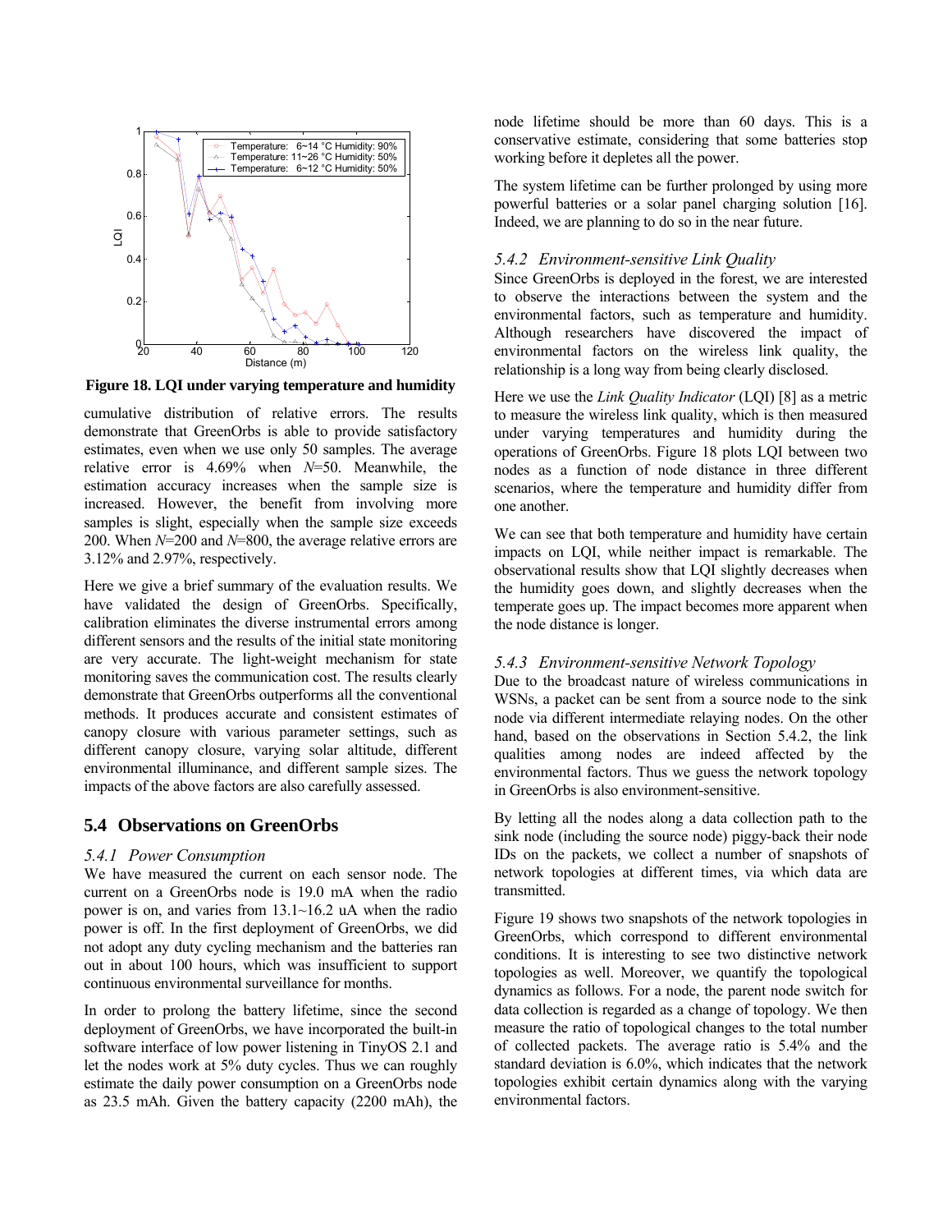Figure 18. LQI under varying temperature and humidity

cumulative distribution of relative errors. The results demonstrate that GreenOrbs is able to provide satisfactory estimates, even when we use only 50 samples. The average relative error is 4.69% when $N$=50. Meanwhile, the estimation accuracy increases when the sample size is increased. However, the benefit from involving more samples is slight, especially when the sample size exceeds 200. When $N$=200 and $N$=800, the average relative errors are 3.12% and 2.97%, respectively.

Here we give a brief summary of the evaluation results. We have validated the design of GreenOrbs. Specifically, calibration eliminates the diverse instrumental errors among different sensors and the results of the initial state monitoring are very accurate. The light-weight mechanism for state monitoring saves the communication cost. The results clearly demonstrate that GreenOrbs outperforms all the conventional methods. It produces accurate and consistent estimates of canopy closure with various parameter settings, such as different canopy closure, varying solar altitude, different environmental illuminance, and different sample sizes. The impacts of the above factors are also carefully assessed.

## 5.4 Observations on GreenOrbs

### *5.4.1 Power Consumption*

We have measured the current on each sensor node. The current on a GreenOrbs node is 19.0 mA when the radio power is on, and varies from 13.1~16.2 uA when the radio power is off. In the first deployment of GreenOrbs, we did not adopt any duty cycling mechanism and the batteries ran out in about 100 hours, which was insufficient to support continuous environmental surveillance for months.

In order to prolong the battery lifetime, since the second deployment of GreenOrbs, we have incorporated the built-in software interface of low power listening in TinyOS 2.1 and let the nodes work at 5% duty cycles. Thus we can roughly estimate the daily power consumption on a GreenOrbs node as 23.5 mAh. Given the battery capacity (2200 mAh), the node lifetime should be more than 60 days. This is a conservative estimate, considering that some batteries stop working before it depletes all the power.

The system lifetime can be further prolonged by using more powerful batteries or a solar panel charging solution [16]. Indeed, we are planning to do so in the near future.

### *5.4.2 Environment-sensitive Link Quality*

Since GreenOrbs is deployed in the forest, we are interested to observe the interactions between the system and the environmental factors, such as temperature and humidity. Although researchers have discovered the impact of environmental factors on the wireless link quality, the relationship is a long way from being clearly disclosed.

Here we use the *Link Quality Indicator* (LQI) [8] as a metric to measure the wireless link quality, which is then measured under varying temperatures and humidity during the operations of GreenOrbs. Figure 18 plots LQI between two nodes as a function of node distance in three different scenarios, where the temperature and humidity differ from one another.

We can see that both temperature and humidity have certain impacts on LQI, while neither impact is remarkable. The observational results show that LQI slightly decreases when the humidity goes down, and slightly decreases when the temperate goes up. The impact becomes more apparent when the node distance is longer.

### *5.4.3 Environment-sensitive Network Topology*

Due to the broadcast nature of wireless communications in WSNs, a packet can be sent from a source node to the sink node via different intermediate relaying nodes. On the other hand, based on the observations in Section 5.4.2, the link qualities among nodes are indeed affected by the environmental factors. Thus we guess the network topology in GreenOrbs is also environment-sensitive.

By letting all the nodes along a data collection path to the sink node (including the source node) piggy-back their node IDs on the packets, we collect a number of snapshots of network topologies at different times, via which data are transmitted.

Figure 19 shows two snapshots of the network topologies in GreenOrbs, which correspond to different environmental conditions. It is interesting to see two distinctive network topologies as well. Moreover, we quantify the topological dynamics as follows. For a node, the parent node switch for data collection is regarded as a change of topology. We then measure the ratio of topological changes to the total number of collected packets. The average ratio is 5.4% and the standard deviation is 6.0%, which indicates that the network topologies exhibit certain dynamics along with the varying environmental factors.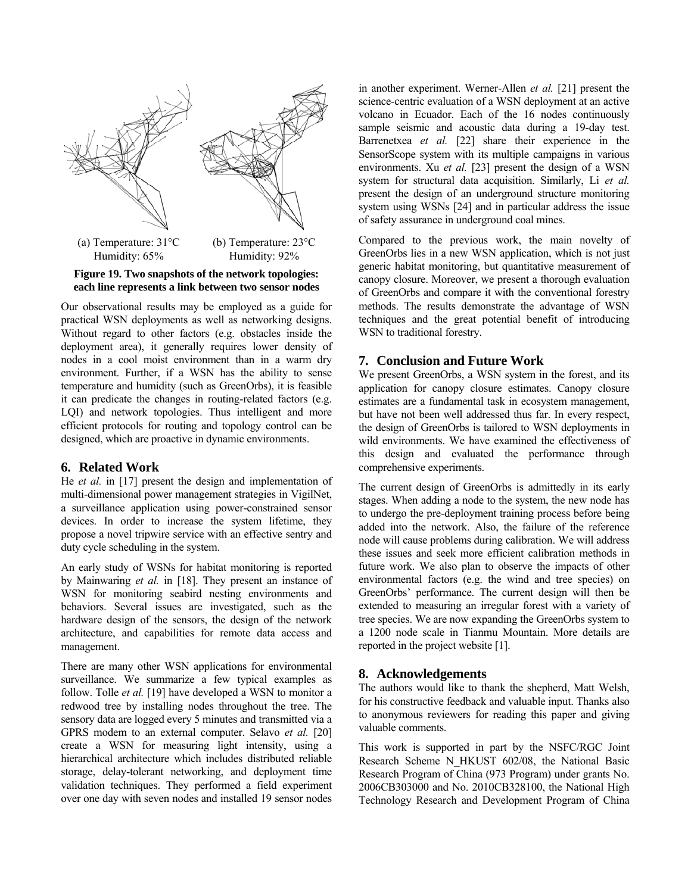(a) Temperature: 31°C Humidity: 65%

(b) Temperature: 23°C Humidity: 92%

**Figure 19. Two snapshots of the network topologies: each line represents a link between two sensor nodes**

Our observational results may be employed as a guide for practical WSN deployments as well as networking designs. Without regard to other factors (e.g. obstacles inside the deployment area), it generally requires lower density of nodes in a cool moist environment than in a warm dry environment. Further, if a WSN has the ability to sense temperature and humidity (such as GreenOrbs), it is feasible it can predicate the changes in routing-related factors (e.g. LQI) and network topologies. Thus intelligent and more efficient protocols for routing and topology control can be designed, which are proactive in dynamic environments.

## 6. Related Work

He *et al.* in [17] present the design and implementation of multi-dimensional power management strategies in VigilNet, a surveillance application using power-constrained sensor devices. In order to increase the system lifetime, they propose a novel tripwire service with an effective sentry and duty cycle scheduling in the system.

An early study of WSNs for habitat monitoring is reported by Mainwaring *et al.* in [18]. They present an instance of WSN for monitoring seabird nesting environments and behaviors. Several issues are investigated, such as the hardware design of the sensors, the design of the network architecture, and capabilities for remote data access and management.

There are many other WSN applications for environmental surveillance. We summarize a few typical examples as follow. Tolle *et al.* [19] have developed a WSN to monitor a redwood tree by installing nodes throughout the tree. The sensory data are logged every 5 minutes and transmitted via a GPRS modem to an external computer. Selavo *et al.* [20] create a WSN for measuring light intensity, using a hierarchical architecture which includes distributed reliable storage, delay-tolerant networking, and deployment time validation techniques. They performed a field experiment over one day with seven nodes and installed 19 sensor nodes in another experiment. Werner-Allen *et al.* [21] present the science-centric evaluation of a WSN deployment at an active volcano in Ecuador. Each of the 16 nodes continuously sample seismic and acoustic data during a 19-day test. Barrenetxea *et al.* [22] share their experience in the SensorScope system with its multiple campaigns in various environments. Xu *et al.* [23] present the design of a WSN system for structural data acquisition. Similarly, Li *et al.* present the design of an underground structure monitoring system using WSNs [24] and in particular address the issue of safety assurance in underground coal mines.

Compared to the previous work, the main novelty of GreenOrbs lies in a new WSN application, which is not just generic habitat monitoring, but quantitative measurement of canopy closure. Moreover, we present a thorough evaluation of GreenOrbs and compare it with the conventional forestry methods. The results demonstrate the advantage of WSN techniques and the great potential benefit of introducing WSN to traditional forestry.

## 7. Conclusion and Future Work

We present GreenOrbs, a WSN system in the forest, and its application for canopy closure estimates. Canopy closure estimates are a fundamental task in ecosystem management, but have not been well addressed thus far. In every respect, the design of GreenOrbs is tailored to WSN deployments in wild environments. We have examined the effectiveness of this design and evaluated the performance through comprehensive experiments.

The current design of GreenOrbs is admittedly in its early stages. When adding a node to the system, the new node has to undergo the pre-deployment training process before being added into the network. Also, the failure of the reference node will cause problems during calibration. We will address these issues and seek more efficient calibration methods in future work. We also plan to observe the impacts of other environmental factors (e.g. the wind and tree species) on GreenOrbs' performance. The current design will then be extended to measuring an irregular forest with a variety of tree species. We are now expanding the GreenOrbs system to a 1200 node scale in Tianmu Mountain. More details are reported in the project website [1].

## 8. Acknowledgements

The authors would like to thank the shepherd, Matt Welsh, for his constructive feedback and valuable input. Thanks also to anonymous reviewers for reading this paper and giving valuable comments.

This work is supported in part by the NSFC/RGC Joint Research Scheme N_HKUST 602/08, the National Basic Research Program of China (973 Program) under grants No. 2006CB303000 and No. 2010CB328100, the National High Technology Research and Development Program of China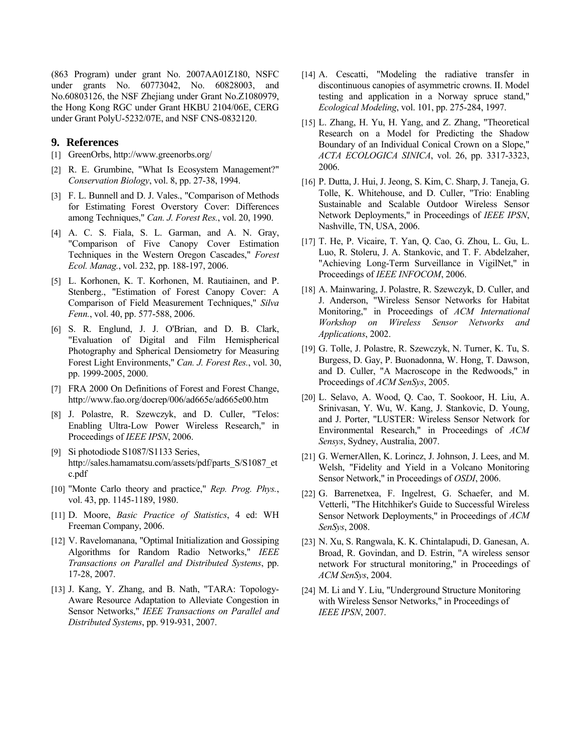(863 Program) under grant No. 2007AA01Z180, NSFC under grants No. 60773042, No. 60828003, and No.60803126, the NSF Zhejiang under Grant No.Z1080979, the Hong Kong RGC under Grant HKBU 2104/06E, CERG under Grant PolyU-5232/07E, and NSF CNS-0832120.

## 9. References

[1] GreenOrbs, http://www.greenorbs.org/

[2] R. E. Grumbine, "What Is Ecosystem Management?" *Conservation Biology*, vol. 8, pp. 27-38, 1994.

[3] F. L. Bunnell and D. J. Vales., "Comparison of Methods for Estimating Forest Overstory Cover: Differences among Techniques," *Can. J. Forest Res.*, vol. 20, 1990.

[4] A. C. S. Fiala, S. L. Garman, and A. N. Gray, "Comparison of Five Canopy Cover Estimation Techniques in the Western Oregon Cascades," *Forest Ecol. Manag.*, vol. 232, pp. 188-197, 2006.

[5] L. Korhonen, K. T. Korhonen, M. Rautiainen, and P. Stenberg., "Estimation of Forest Canopy Cover: A Comparison of Field Measurement Techniques," *Silva Fenn.*, vol. 40, pp. 577-588, 2006.

[6] S. R. Englund, J. J. O'Brian, and D. B. Clark, "Evaluation of Digital and Film Hemispherical Photography and Spherical Densiometry for Measuring Forest Light Environments," *Can. J. Forest Res.*, vol. 30, pp. 1999-2005, 2000.

[7] FRA 2000 On Definitions of Forest and Forest Change, http://www.fao.org/docrep/006/ad665e/ad665e00.htm

[8] J. Polastre, R. Szewczyk, and D. Culler, "Telos: Enabling Ultra-Low Power Wireless Research," in Proceedings of *IEEE IPSN*, 2006.

[9] Si photodiode S1087/S1133 Series, http://sales.hamamatsu.com/assets/pdf/parts_S/S1087_etc.pdf

[10] "Monte Carlo theory and practice," *Rep. Prog. Phys.*, vol. 43, pp. 1145-1189, 1980.

[11] D. Moore, *Basic Practice of Statistics*, 4 ed: WH Freeman Company, 2006.

[12] V. Ravelomanana, "Optimal Initialization and Gossiping Algorithms for Random Radio Networks," *IEEE Transactions on Parallel and Distributed Systems*, pp. 17-28, 2007.

[13] J. Kang, Y. Zhang, and B. Nath, "TARA: Topology-Aware Resource Adaptation to Alleviate Congestion in Sensor Networks," *IEEE Transactions on Parallel and Distributed Systems*, pp. 919-931, 2007.

[14] A. Cescatti, "Modeling the radiative transfer in discontinuous canopies of asymmetric crowns. II. Model testing and application in a Norway spruce stand," *Ecological Modeling*, vol. 101, pp. 275-284, 1997.

[15] L. Zhang, H. Yu, H. Yang, and Z. Zhang, "Theoretical Research on a Model for Predicting the Shadow Boundary of an Individual Conical Crown on a Slope," *ACTA ECOLOGICA SINICA*, vol. 26, pp. 3317-3323, 2006.

[16] P. Dutta, J. Hui, J. Jeong, S. Kim, C. Sharp, J. Taneja, G. Tolle, K. Whitehouse, and D. Culler, "Trio: Enabling Sustainable and Scalable Outdoor Wireless Sensor Network Deployments," in Proceedings of *IEEE IPSN*, Nashville, TN, USA, 2006.

[17] T. He, P. Vicaire, T. Yan, Q. Cao, G. Zhou, L. Gu, L. Luo, R. Stoleru, J. A. Stankovic, and T. F. Abdelzaher, "Achieving Long-Term Surveillance in VigilNet," in Proceedings of *IEEE INFOCOM*, 2006.

[18] A. Mainwaring, J. Polastre, R. Szewczyk, D. Culler, and J. Anderson, "Wireless Sensor Networks for Habitat Monitoring," in Proceedings of *ACM International Workshop on Wireless Sensor Networks and Applications*, 2002.

[19] G. Tolle, J. Polastre, R. Szewczyk, N. Turner, K. Tu, S. Burgess, D. Gay, P. Buonadonna, W. Hong, T. Dawson, and D. Culler, "A Macroscope in the Redwoods," in Proceedings of *ACM SenSys*, 2005.

[20] L. Selavo, A. Wood, Q. Cao, T. Sookoor, H. Liu, A. Srinivasan, Y. Wu, W. Kang, J. Stankovic, D. Young, and J. Porter, "LUSTER: Wireless Sensor Network for Environmental Research," in Proceedings of *ACM Sensys*, Sydney, Australia, 2007.

[21] G. WernerAllen, K. Lorincz, J. Johnson, J. Lees, and M. Welsh, "Fidelity and Yield in a Volcano Monitoring Sensor Network," in Proceedings of *OSDI*, 2006.

[22] G. Barrenetxea, F. Ingelrest, G. Schaefer, and M. Vetterli, "The Hitchhiker's Guide to Successful Wireless Sensor Network Deployments," in Proceedings of *ACM SenSys*, 2008.

[23] N. Xu, S. Rangwala, K. K. Chintalapudi, D. Ganesan, A. Broad, R. Govindan, and D. Estrin, "A wireless sensor network For structural monitoring," in Proceedings of *ACM SenSys*, 2004.

[24] M. Li and Y. Liu, "Underground Structure Monitoring with Wireless Sensor Networks," in Proceedings of *IEEE IPSN*, 2007.